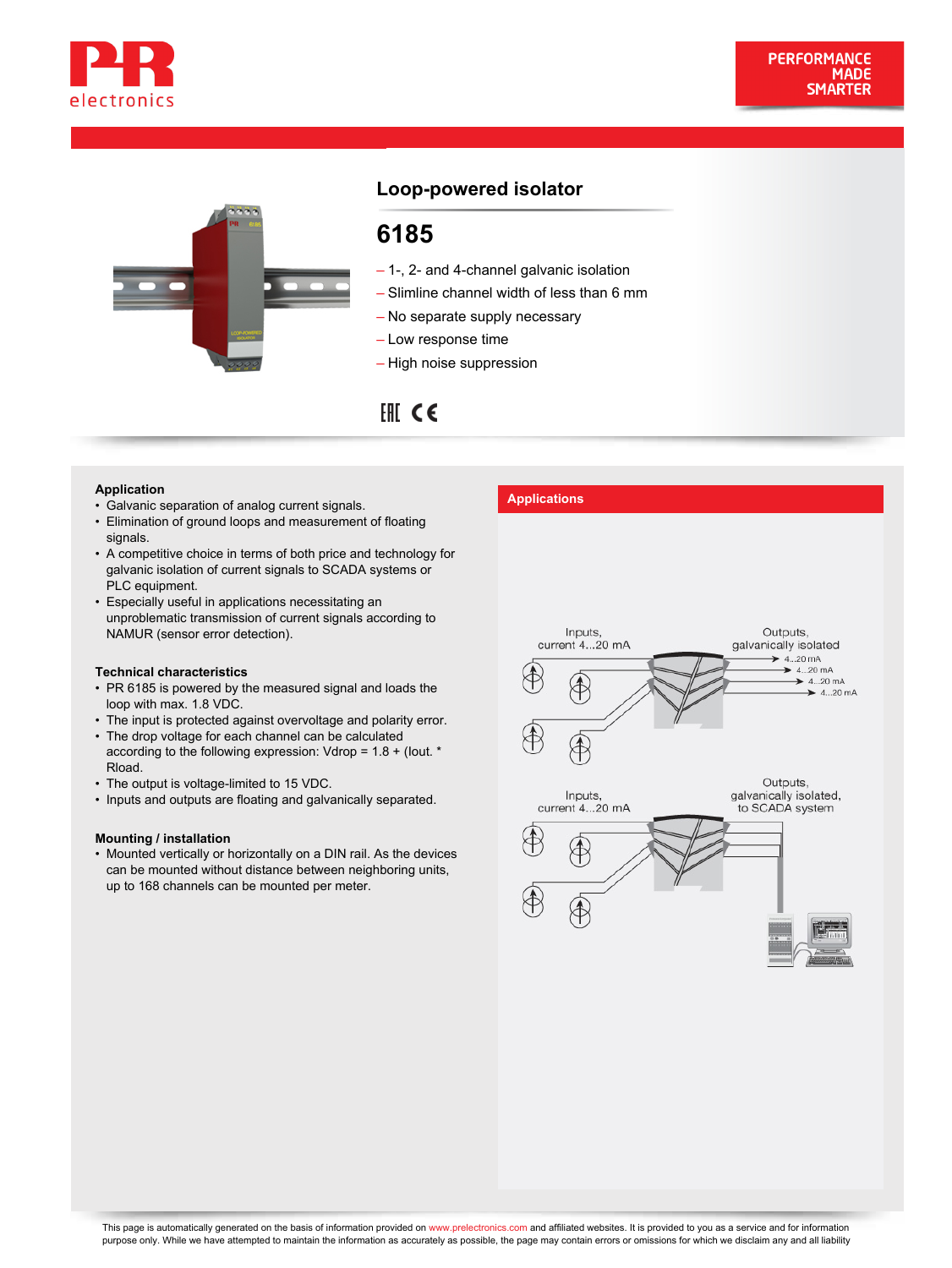# Loop-powered isolator

## 6185

- 1-, 2- and 4-channel galvanic isolation
- Slimline channel width of less than 6 mm
- No separate supply necessary
- Low response time
- High noise suppression

### Application

- Galvanic separation of analog current signals.
- Elimination of ground loops and measurement of floating signals.
- A competitive choice in terms of both price and technology for galvanic isolation of current signals to SCADA systems or PLC equipment.
- Especially useful in applications necessitating an unproblematic transmission of current signals according to NAMUR (sensor error detection).

### Technical characteristics

- PR 6185 is powered by the measured signal and loads the loop with max. 1.8 VDC.
- The input is protected against overvoltage and polarity error.
- The drop voltage for each channel can be calculated according to the following expression: Vdrop = 1.8 + (Iout. * Rload.
- The output is voltage-limited to 15 VDC.
- Inputs and outputs are floating and galvanically separated.

### Mounting / installation

- Mounted vertically or horizontally on a DIN rail. As the devices can be mounted without distance between neighboring units, up to 168 channels can be mounted per meter.

### Applications

Inputs, current 4...20 mA

Outputs, galvanically isolated

4...20 mA

4...20 mA

4...20 mA

4...20 mA

Inputs, current 4...20 mA

Outputs, galvanically isolated, to SCADA system

This page is automatically generated on the basis of information provided on www.prelectronics.com and affiliated websites. It is provided to you as a service and for information purpose only. While we have attempted to maintain the information as accurately as possible, the page may contain errors or omissions for which we disclaim any and all liability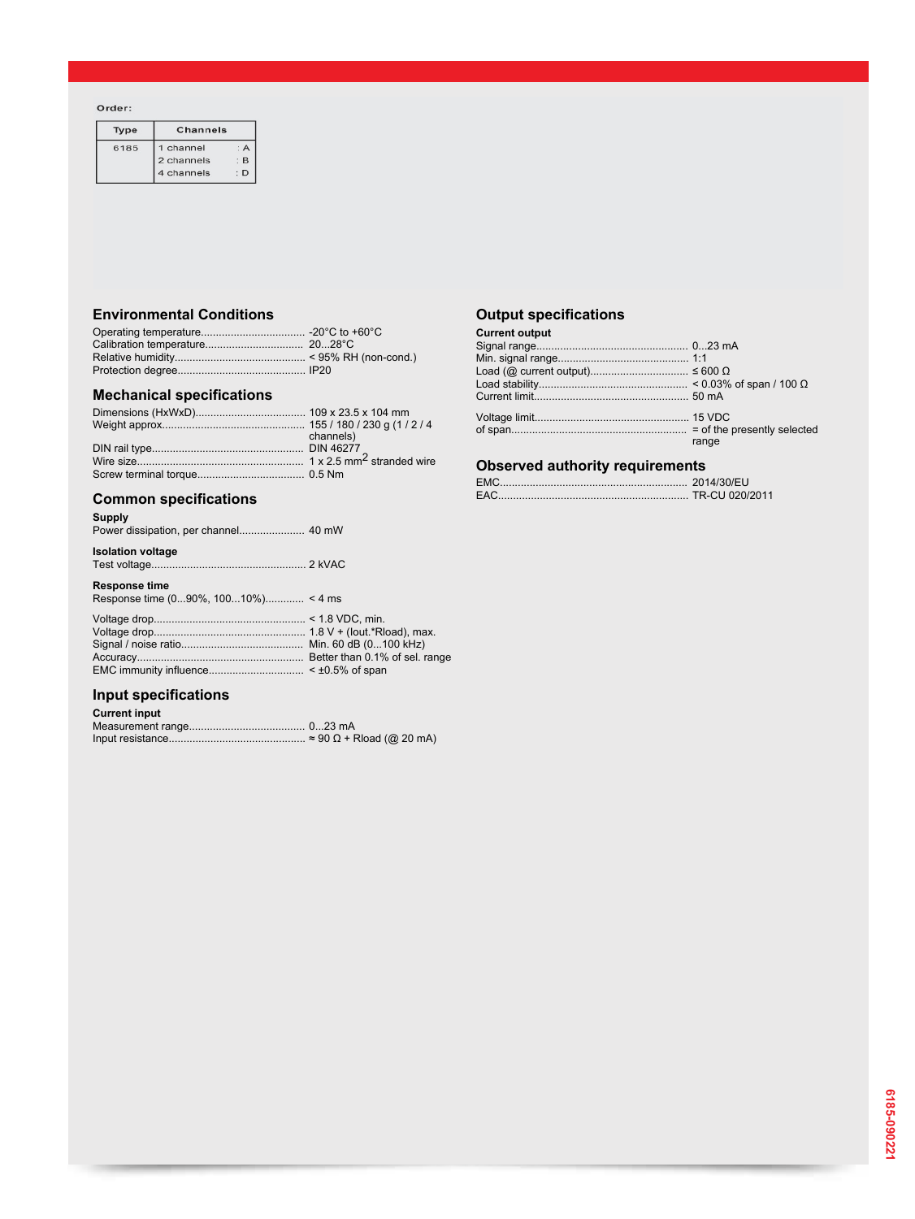Order:

| Type | Channels |
|---|---|
| 6185 | 1 channel : A<br>2 channels : B<br>4 channels : D |

## Environmental Conditions

Operating temperature.................................. -20°C to +60°C
Calibration temperature................................ 20...28°C
Relative humidity.......................................... < 95% RH (non-cond.)
Protection degree......................................... IP20

## Mechanical specifications

Dimensions (HxWxD).................................... 109 x 23.5 x 104 mm
Weight approx............................................... 155 / 180 / 230 g (1 / 2 / 4 channels)
DIN rail type.................................................. DIN 46277
Wire size....................................................... 1 x 2.5 $mm^2$ stranded wire
Screw terminal torque.................................... 0.5 Nm

## Common specifications

**Supply**

Power dissipation, per channel...................... 40 mW

**Isolation voltage**

Test voltage................................................... 2 kVAC

**Response time**

Response time (0...90%, 100...10%)............ < 4 ms

Voltage drop.................................................. < 1.8 VDC, min.
Voltage drop.................................................. 1.8 V + (Iout.*Rload), max.
Signal / noise ratio........................................ Min. 60 dB (0...100 kHz)
Accuracy....................................................... Better than 0.1% of sel. range
EMC immunity influence............................... < ±0.5% of span

## Input specifications

**Current input**

Measurement range...................................... 0...23 mA
Input resistance............................................ ≈ 90 Ω + Rload (@ 20 mA)

## Output specifications

**Current output**

Signal range.................................................. 0...23 mA
Min. signal range........................................... 1:1
Load (@ current output)................................ ≤ 600 Ω
Load stability................................................. < 0.03% of span / 100 Ω
Current limit................................................... 50 mA

Voltage limit.................................................. 15 VDC
of span.......................................................... = of the presently selected range

## Observed authority requirements

EMC.............................................................. 2014/30/EU
EAC.............................................................. TR-CU 020/2011